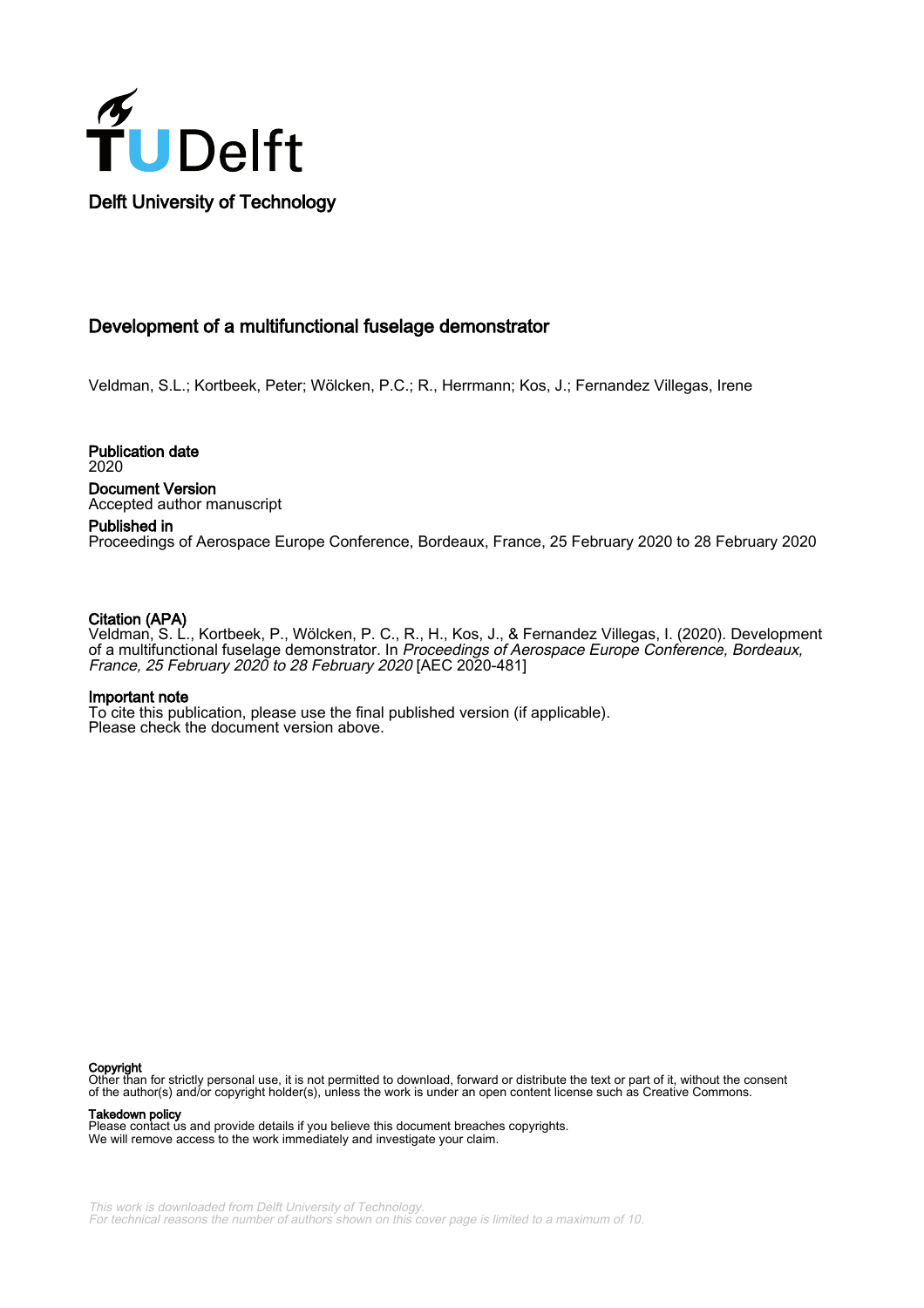Delft University of Technology

# Development of a multifunctional fuselage demonstrator

Veldman, S.L.; Kortbeek, Peter; Wölcken, P.C.; R., Herrmann; Kos, J.; Fernandez Villegas, Irene

**Publication date**
2020

**Document Version**
Accepted author manuscript

**Published in**
Proceedings of Aerospace Europe Conference, Bordeaux, France, 25 February 2020 to 28 February 2020

**Citation (APA)**
Veldman, S. L., Kortbeek, P., Wölcken, P. C., R., H., Kos, J., & Fernandez Villegas, I. (2020). Development of a multifunctional fuselage demonstrator. In *Proceedings of Aerospace Europe Conference, Bordeaux, France, 25 February 2020 to 28 February 2020* [AEC 2020-481]

**Important note**
To cite this publication, please use the final published version (if applicable).
Please check the document version above.

**Copyright**
Other than for strictly personal use, it is not permitted to download, forward or distribute the text or part of it, without the consent of the author(s) and/or copyright holder(s), unless the work is under an open content license such as Creative Commons.

**Takedown policy**
Please contact us and provide details if you believe this document breaches copyrights.
We will remove access to the work immediately and investigate your claim.

*This work is downloaded from Delft University of Technology.*
*For technical reasons the number of authors shown on this cover page is limited to a maximum of 10.*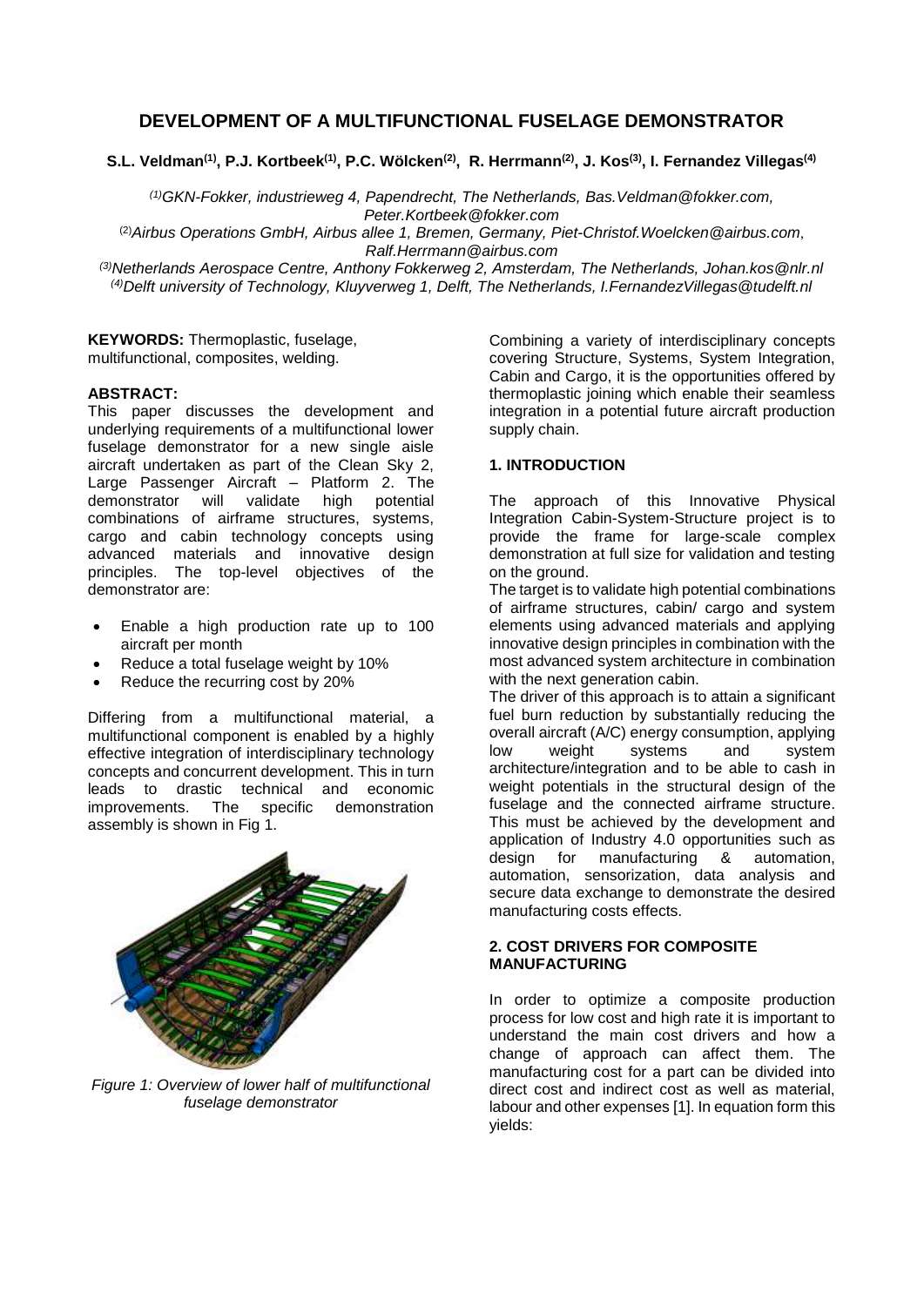# DEVELOPMENT OF A MULTIFUNCTIONAL FUSELAGE DEMONSTRATOR

**S.L. Veldman[(1)], P.J. Kortbeek[(1)], P.C. Wölcken[(2)], R. Herrmann[(2)], J. Kos[(3)], I. Fernandez Villegas[(4)]**

*[(1)]GKN-Fokker, industrieweg 4, Papendrecht, The Netherlands, Bas.Veldman@fokker.com, Peter.Kortbeek@fokker.com*

*[(2)]Airbus Operations GmbH, Airbus allee 1, Bremen, Germany, Piet-Christof.Woelcken@airbus.com, Ralf.Herrmann@airbus.com*

*[(3)]Netherlands Aerospace Centre, Anthony Fokkerweg 2, Amsterdam, The Netherlands, Johan.kos@nlr.nl*

*[(4)]Delft university of Technology, Kluyverweg 1, Delft, The Netherlands, I.FernandezVillegas@tudelft.nl*

**KEYWORDS:** Thermoplastic, fuselage, multifunctional, composites, welding.

**ABSTRACT:**

This paper discusses the development and underlying requirements of a multifunctional lower fuselage demonstrator for a new single aisle aircraft undertaken as part of the Clean Sky 2, Large Passenger Aircraft – Platform 2. The demonstrator will validate high potential combinations of airframe structures, systems, cargo and cabin technology concepts using advanced materials and innovative design principles. The top-level objectives of the demonstrator are:

- Enable a high production rate up to 100 aircraft per month
- Reduce a total fuselage weight by 10%
- Reduce the recurring cost by 20%

Differing from a multifunctional material, a multifunctional component is enabled by a highly effective integration of interdisciplinary technology concepts and concurrent development. This in turn leads to drastic technical and economic improvements. The specific demonstration assembly is shown in Fig 1.

*Figure 1: Overview of lower half of multifunctional fuselage demonstrator*

Combining a variety of interdisciplinary concepts covering Structure, Systems, System Integration, Cabin and Cargo, it is the opportunities offered by thermoplastic joining which enable their seamless integration in a potential future aircraft production supply chain.

## 1. INTRODUCTION

The approach of this Innovative Physical Integration Cabin-System-Structure project is to provide the frame for large-scale complex demonstration at full size for validation and testing on the ground.

The target is to validate high potential combinations of airframe structures, cabin/ cargo and system elements using advanced materials and applying innovative design principles in combination with the most advanced system architecture in combination with the next generation cabin.

The driver of this approach is to attain a significant fuel burn reduction by substantially reducing the overall aircraft (A/C) energy consumption, applying low weight systems and system architecture/integration and to be able to cash in weight potentials in the structural design of the fuselage and the connected airframe structure. This must be achieved by the development and application of Industry 4.0 opportunities such as design for manufacturing & automation, automation, sensorization, data analysis and secure data exchange to demonstrate the desired manufacturing costs effects.

## 2. COST DRIVERS FOR COMPOSITE MANUFACTURING

In order to optimize a composite production process for low cost and high rate it is important to understand the main cost drivers and how a change of approach can affect them. The manufacturing cost for a part can be divided into direct cost and indirect cost as well as material, labour and other expenses [1]. In equation form this yields: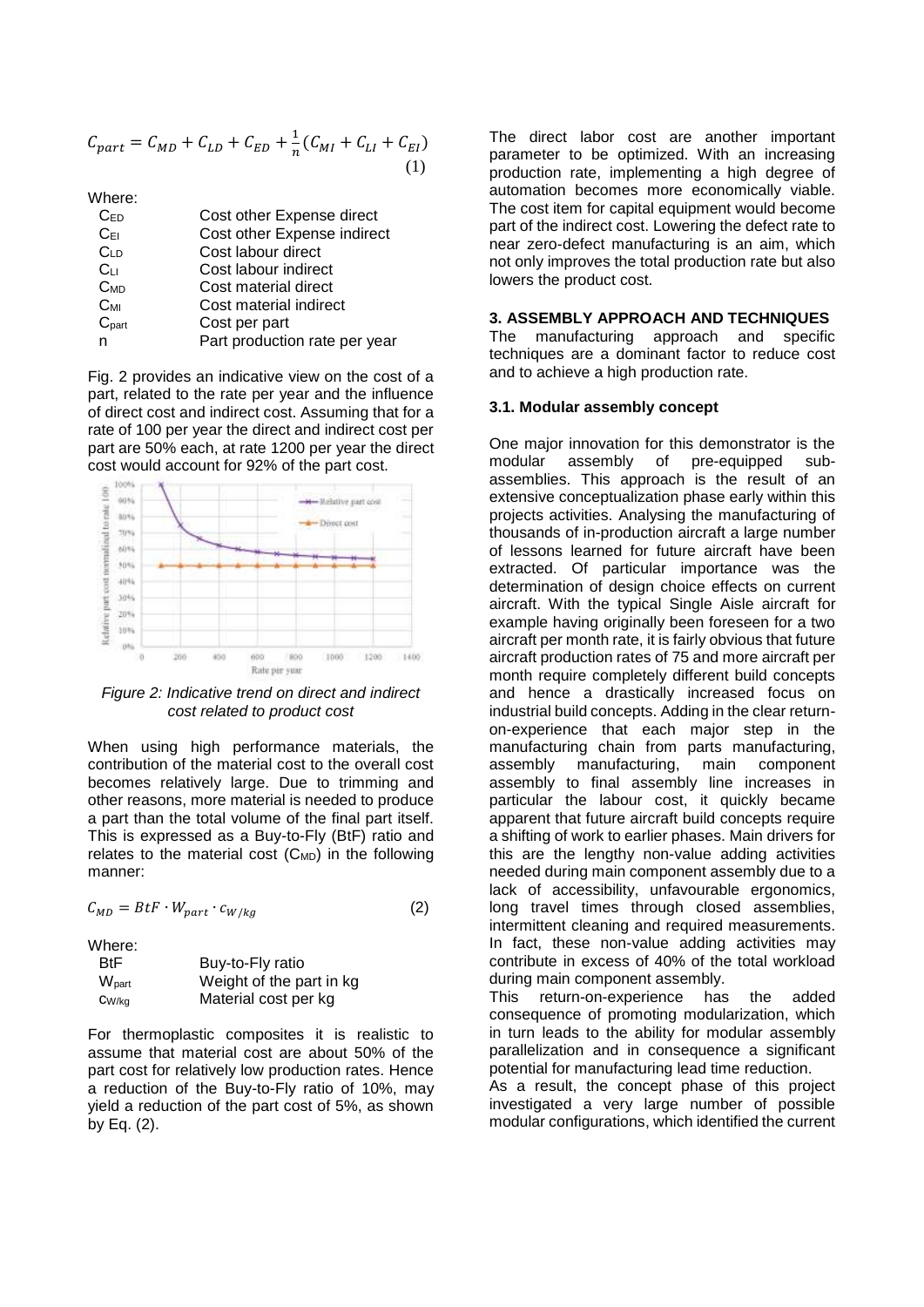$$C_{part} = C_{MD} + C_{LD} + C_{ED} + \frac{1}{n}(C_{MI} + C_{LI} + C_{EI}) \quad (1)$$

Where:

| | |
|---|---|
| $C_{ED}$ | Cost other Expense direct |
| $C_{EI}$ | Cost other Expense indirect |
| $C_{LD}$ | Cost labour direct |
| $C_{LI}$ | Cost labour indirect |
| $C_{MD}$ | Cost material direct |
| $C_{MI}$ | Cost material indirect |
| $C_{part}$ | Cost per part |
| n | Part production rate per year |

Fig. 2 provides an indicative view on the cost of a part, related to the rate per year and the influence of direct cost and indirect cost. Assuming that for a rate of 100 per year the direct and indirect cost per part are 50% each, at rate 1200 per year the direct cost would account for 92% of the part cost.

*Figure 2: Indicative trend on direct and indirect cost related to product cost*

When using high performance materials, the contribution of the material cost to the overall cost becomes relatively large. Due to trimming and other reasons, more material is needed to produce a part than the total volume of the final part itself. This is expressed as a Buy-to-Fly (BtF) ratio and relates to the material cost ($C_{MD}$) in the following manner:

$$C_{MD} = BtF \cdot W_{part} \cdot c_{W/kg} \quad (2)$$

Where:

| | |
|---|---|
| BtF | Buy-to-Fly ratio |
| $W_{part}$ | Weight of the part in kg |
| $c_{W/kg}$ | Material cost per kg |

For thermoplastic composites it is realistic to assume that material cost are about 50% of the part cost for relatively low production rates. Hence a reduction of the Buy-to-Fly ratio of 10%, may yield a reduction of the part cost of 5%, as shown by Eq. (2).

The direct labor cost are another important parameter to be optimized. With an increasing production rate, implementing a high degree of automation becomes more economically viable. The cost item for capital equipment would become part of the indirect cost. Lowering the defect rate to near zero-defect manufacturing is an aim, which not only improves the total production rate but also lowers the product cost.

## 3. ASSEMBLY APPROACH AND TECHNIQUES

The manufacturing approach and specific techniques are a dominant factor to reduce cost and to achieve a high production rate.

### 3.1. Modular assembly concept

One major innovation for this demonstrator is the modular assembly of pre-equipped sub-assemblies. This approach is the result of an extensive conceptualization phase early within this projects activities. Analysing the manufacturing of thousands of in-production aircraft a large number of lessons learned for future aircraft have been extracted. Of particular importance was the determination of design choice effects on current aircraft. With the typical Single Aisle aircraft for example having originally been foreseen for a two aircraft per month rate, it is fairly obvious that future aircraft production rates of 75 and more aircraft per month require completely different build concepts and hence a drastically increased focus on industrial build concepts. Adding in the clear return-on-experience that each major step in the manufacturing chain from parts manufacturing, assembly manufacturing, main component assembly to final assembly line increases in particular the labour cost, it quickly became apparent that future aircraft build concepts require a shifting of work to earlier phases. Main drivers for this are the lengthy non-value adding activities needed during main component assembly due to a lack of accessibility, unfavourable ergonomics, long travel times through closed assemblies, intermittent cleaning and required measurements. In fact, these non-value adding activities may contribute in excess of 40% of the total workload during main component assembly.

This return-on-experience has the added consequence of promoting modularization, which in turn leads to the ability for modular assembly parallelization and in consequence a significant potential for manufacturing lead time reduction.

As a result, the concept phase of this project investigated a very large number of possible modular configurations, which identified the current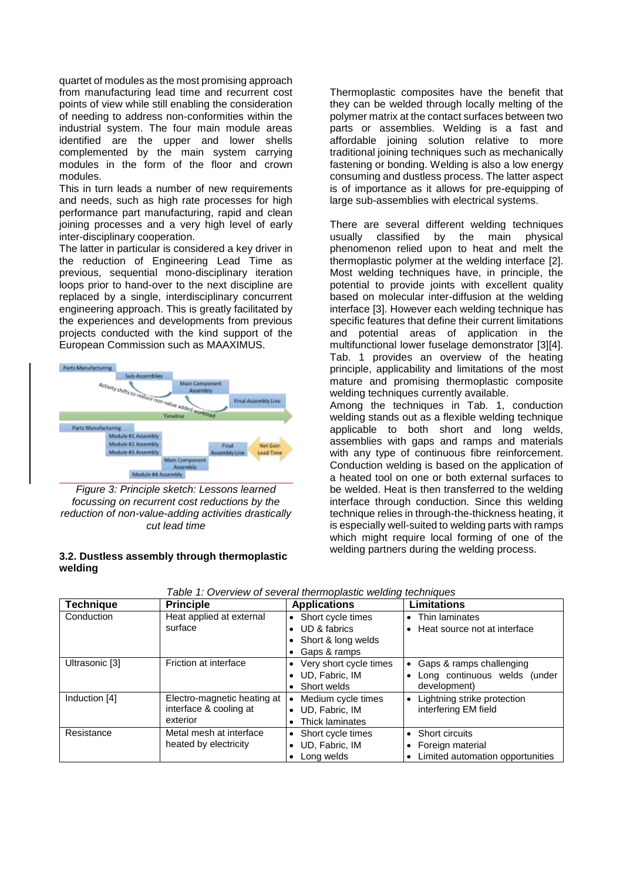quartet of modules as the most promising approach from manufacturing lead time and recurrent cost points of view while still enabling the consideration of needing to address non-conformities within the industrial system. The four main module areas identified are the upper and lower shells complemented by the main system carrying modules in the form of the floor and crown modules.

This in turn leads a number of new requirements and needs, such as high rate processes for high performance part manufacturing, rapid and clean joining processes and a very high level of early inter-disciplinary cooperation.

The latter in particular is considered a key driver in the reduction of Engineering Lead Time as previous, sequential mono-disciplinary iteration loops prior to hand-over to the next discipline are replaced by a single, interdisciplinary concurrent engineering approach. This is greatly facilitated by the experiences and developments from previous projects conducted with the kind support of the European Commission such as MAAXIMUS.

*Figure 3: Principle sketch: Lessons learned focussing on recurrent cost reductions by the reduction of non-value-adding activities drastically cut lead time*

### 3.2. Dustless assembly through thermoplastic welding

Thermoplastic composites have the benefit that they can be welded through locally melting of the polymer matrix at the contact surfaces between two parts or assemblies. Welding is a fast and affordable joining solution relative to more traditional joining techniques such as mechanically fastening or bonding. Welding is also a low energy consuming and dustless process. The latter aspect is of importance as it allows for pre-equipping of large sub-assemblies with electrical systems.

There are several different welding techniques usually classified by the main physical phenomenon relied upon to heat and melt the thermoplastic polymer at the welding interface [2]. Most welding techniques have, in principle, the potential to provide joints with excellent quality based on molecular inter-diffusion at the welding interface [3]. However each welding technique has specific features that define their current limitations and potential areas of application in the multifunctional lower fuselage demonstrator [3][4]. Tab. 1 provides an overview of the heating principle, applicability and limitations of the most mature and promising thermoplastic composite welding techniques currently available.

Among the techniques in Tab. 1, conduction welding stands out as a flexible welding technique applicable to both short and long welds, assemblies with gaps and ramps and materials with any type of continuous fibre reinforcement. Conduction welding is based on the application of a heated tool on one or both external surfaces to be welded. Heat is then transferred to the welding interface through conduction. Since this welding technique relies in through-the-thickness heating, it is especially well-suited to welding parts with ramps which might require local forming of one of the welding partners during the welding process.

*Table 1: Overview of several thermoplastic welding techniques*

| Technique | Principle | Applications | Limitations |
|---|---|---|---|
| Conduction | Heat applied at external surface | • Short cycle times<br>• UD & fabrics<br>• Short & long welds<br>• Gaps & ramps | • Thin laminates<br>• Heat source not at interface |
| Ultrasonic [3] | Friction at interface | • Very short cycle times<br>• UD, Fabric, IM<br>• Short welds | • Gaps & ramps challenging<br>• Long continuous welds (under development) |
| Induction [4] | Electro-magnetic heating at interface & cooling at exterior | • Medium cycle times<br>• UD, Fabric, IM<br>• Thick laminates | • Lightning strike protection interfering EM field |
| Resistance | Metal mesh at interface heated by electricity | • Short cycle times<br>• UD, Fabric, IM<br>• Long welds | • Short circuits<br>• Foreign material<br>• Limited automation opportunities |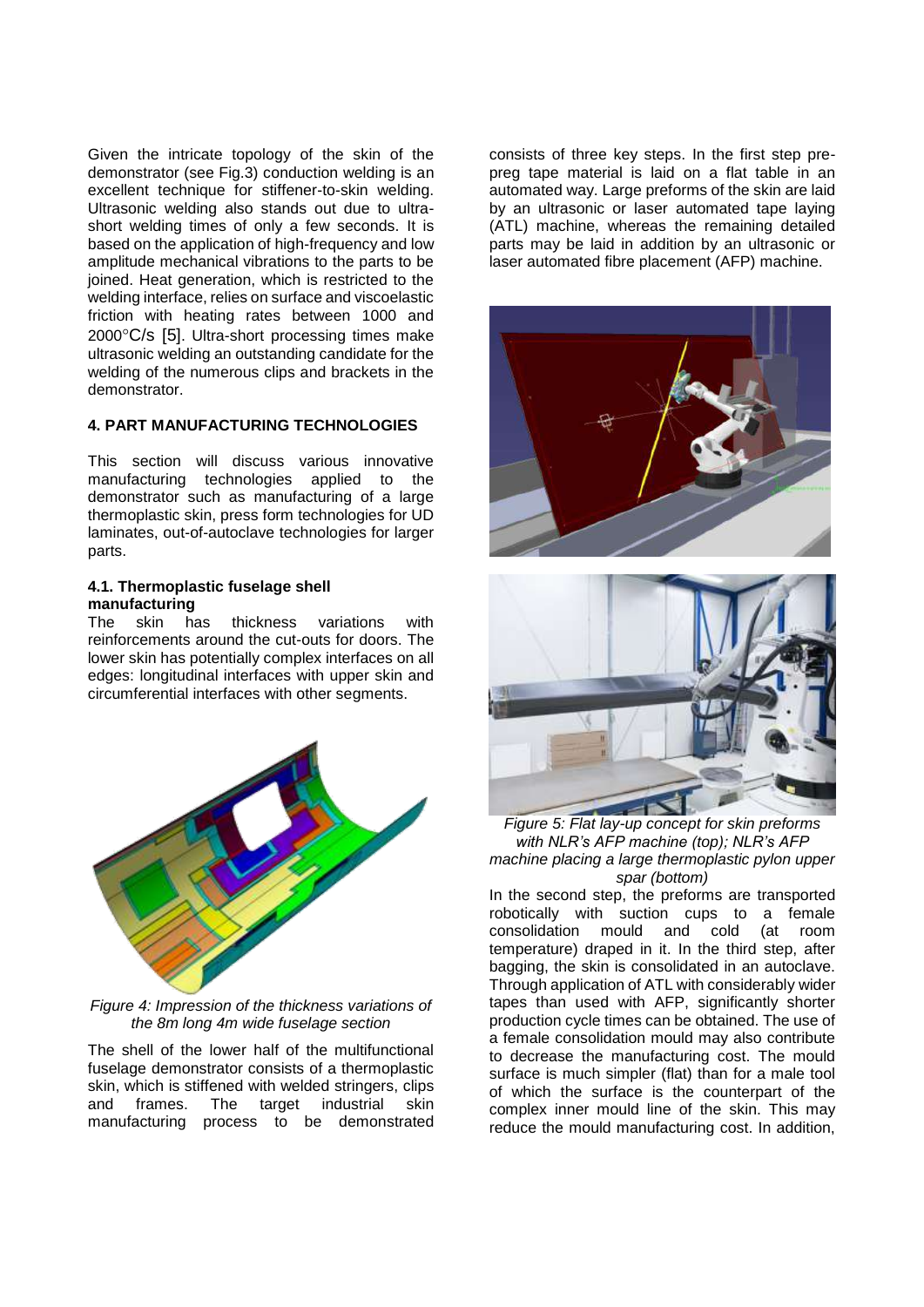Given the intricate topology of the skin of the demonstrator (see Fig.3) conduction welding is an excellent technique for stiffener-to-skin welding. Ultrasonic welding also stands out due to ultra-short welding times of only a few seconds. It is based on the application of high-frequency and low amplitude mechanical vibrations to the parts to be joined. Heat generation, which is restricted to the welding interface, relies on surface and viscoelastic friction with heating rates between 1000 and 2000°C/s [5]. Ultra-short processing times make ultrasonic welding an outstanding candidate for the welding of the numerous clips and brackets in the demonstrator.

## 4. PART MANUFACTURING TECHNOLOGIES

This section will discuss various innovative manufacturing technologies applied to the demonstrator such as manufacturing of a large thermoplastic skin, press form technologies for UD laminates, out-of-autoclave technologies for larger parts.

### 4.1. Thermoplastic fuselage shell manufacturing

The skin has thickness variations with reinforcements around the cut-outs for doors. The lower skin has potentially complex interfaces on all edges: longitudinal interfaces with upper skin and circumferential interfaces with other segments.

*Figure 4: Impression of the thickness variations of the 8m long 4m wide fuselage section*

The shell of the lower half of the multifunctional fuselage demonstrator consists of a thermoplastic skin, which is stiffened with welded stringers, clips and frames. The target industrial skin manufacturing process to be demonstrated consists of three key steps. In the first step pre-preg tape material is laid on a flat table in an automated way. Large preforms of the skin are laid by an ultrasonic or laser automated tape laying (ATL) machine, whereas the remaining detailed parts may be laid in addition by an ultrasonic or laser automated fibre placement (AFP) machine.

*Figure 5: Flat lay-up concept for skin preforms with NLR's AFP machine (top); NLR's AFP machine placing a large thermoplastic pylon upper spar (bottom)*

In the second step, the preforms are transported robotically with suction cups to a female consolidation mould and cold (at room temperature) draped in it. In the third step, after bagging, the skin is consolidated in an autoclave. Through application of ATL with considerably wider tapes than used with AFP, significantly shorter production cycle times can be obtained. The use of a female consolidation mould may also contribute to decrease the manufacturing cost. The mould surface is much simpler (flat) than for a male tool of which the surface is the counterpart of the complex inner mould line of the skin. This may reduce the mould manufacturing cost. In addition,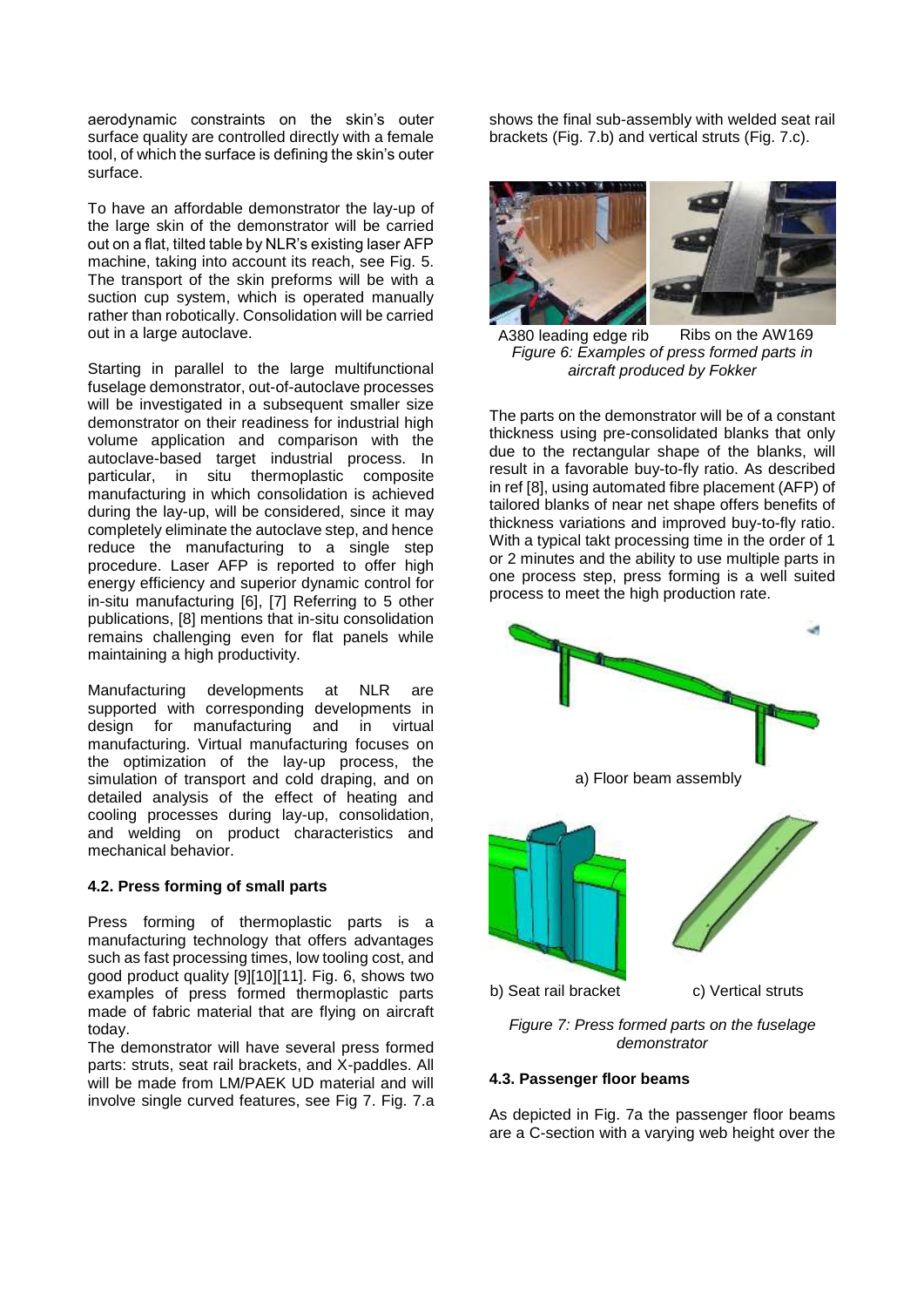aerodynamic constraints on the skin's outer surface quality are controlled directly with a female tool, of which the surface is defining the skin's outer surface.

To have an affordable demonstrator the lay-up of the large skin of the demonstrator will be carried out on a flat, tilted table by NLR's existing laser AFP machine, taking into account its reach, see Fig. 5. The transport of the skin preforms will be with a suction cup system, which is operated manually rather than robotically. Consolidation will be carried out in a large autoclave.

Starting in parallel to the large multifunctional fuselage demonstrator, out-of-autoclave processes will be investigated in a subsequent smaller size demonstrator on their readiness for industrial high volume application and comparison with the autoclave-based target industrial process. In particular, in situ thermoplastic composite manufacturing in which consolidation is achieved during the lay-up, will be considered, since it may completely eliminate the autoclave step, and hence reduce the manufacturing to a single step procedure. Laser AFP is reported to offer high energy efficiency and superior dynamic control for in-situ manufacturing [6], [7] Referring to 5 other publications, [8] mentions that in-situ consolidation remains challenging even for flat panels while maintaining a high productivity.

Manufacturing developments at NLR are supported with corresponding developments in design for manufacturing and in virtual manufacturing. Virtual manufacturing focuses on the optimization of the lay-up process, the simulation of transport and cold draping, and on detailed analysis of the effect of heating and cooling processes during lay-up, consolidation, and welding on product characteristics and mechanical behavior.

### 4.2. Press forming of small parts

Press forming of thermoplastic parts is a manufacturing technology that offers advantages such as fast processing times, low tooling cost, and good product quality [9][10][11]. Fig. 6, shows two examples of press formed thermoplastic parts made of fabric material that are flying on aircraft today.

The demonstrator will have several press formed parts: struts, seat rail brackets, and X-paddles. All will be made from LM/PAEK UD material and will involve single curved features, see Fig 7. Fig. 7.a shows the final sub-assembly with welded seat rail brackets (Fig. 7.b) and vertical struts (Fig. 7.c).

A380 leading edge rib  Ribs on the AW169

*Figure 6: Examples of press formed parts in aircraft produced by Fokker*

The parts on the demonstrator will be of a constant thickness using pre-consolidated blanks that only due to the rectangular shape of the blanks, will result in a favorable buy-to-fly ratio. As described in ref [8], using automated fibre placement (AFP) of tailored blanks of near net shape offers benefits of thickness variations and improved buy-to-fly ratio. With a typical takt processing time in the order of 1 or 2 minutes and the ability to use multiple parts in one process step, press forming is a well suited process to meet the high production rate.

a) Floor beam assembly

b) Seat rail bracket  c) Vertical struts

*Figure 7: Press formed parts on the fuselage demonstrator*

### 4.3. Passenger floor beams

As depicted in Fig. 7a the passenger floor beams are a C-section with a varying web height over the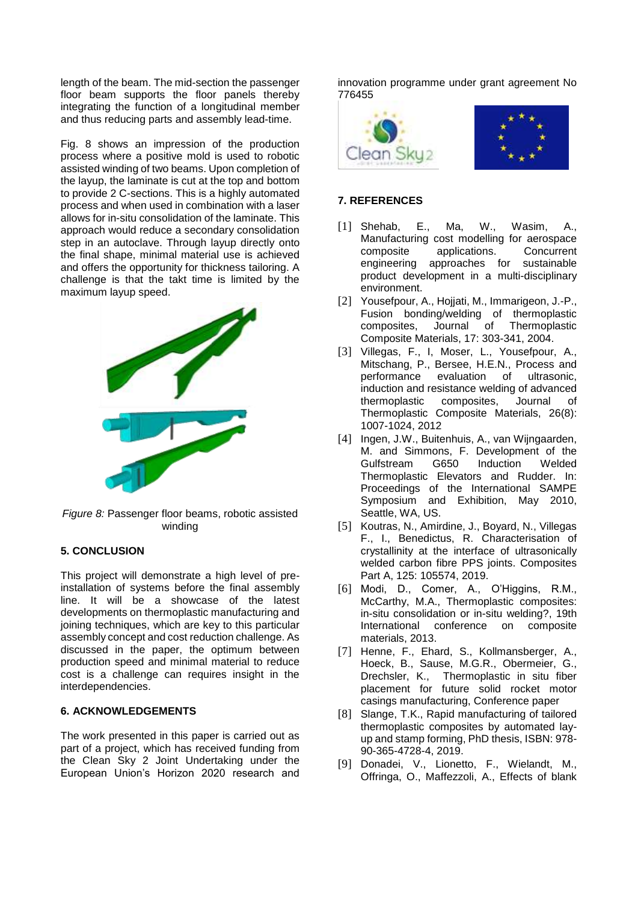length of the beam. The mid-section the passenger floor beam supports the floor panels thereby integrating the function of a longitudinal member and thus reducing parts and assembly lead-time.

Fig. 8 shows an impression of the production process where a positive mold is used to robotic assisted winding of two beams. Upon completion of the layup, the laminate is cut at the top and bottom to provide 2 C-sections. This is a highly automated process and when used in combination with a laser allows for in-situ consolidation of the laminate. This approach would reduce a secondary consolidation step in an autoclave. Through layup directly onto the final shape, minimal material use is achieved and offers the opportunity for thickness tailoring. A challenge is that the takt time is limited by the maximum layup speed.

*Figure 8:* Passenger floor beams, robotic assisted winding

## 5. CONCLUSION

This project will demonstrate a high level of pre-installation of systems before the final assembly line. It will be a showcase of the latest developments on thermoplastic manufacturing and joining techniques, which are key to this particular assembly concept and cost reduction challenge. As discussed in the paper, the optimum between production speed and minimal material to reduce cost is a challenge can requires insight in the interdependencies.

## 6. ACKNOWLEDGEMENTS

The work presented in this paper is carried out as part of a project, which has received funding from the Clean Sky 2 Joint Undertaking under the European Union's Horizon 2020 research and innovation programme under grant agreement No 776455

## 7. REFERENCES

[1] Shehab, E., Ma, W., Wasim, A., Manufacturing cost modelling for aerospace composite applications. Concurrent engineering approaches for sustainable product development in a multi-disciplinary environment.

[2] Yousefpour, A., Hojjati, M., Immarigeon, J.-P., Fusion bonding/welding of thermoplastic composites, Journal of Thermoplastic Composite Materials, 17: 303-341, 2004.

[3] Villegas, F., I, Moser, L., Yousefpour, A., Mitschang, P., Bersee, H.E.N., Process and performance evaluation of ultrasonic, induction and resistance welding of advanced thermoplastic composites, Journal of Thermoplastic Composite Materials, 26(8): 1007-1024, 2012

[4] Ingen, J.W., Buitenhuis, A., van Wijngaarden, M. and Simmons, F. Development of the Gulfstream G650 Induction Welded Thermoplastic Elevators and Rudder. In: Proceedings of the International SAMPE Symposium and Exhibition, May 2010, Seattle, WA, US.

[5] Koutras, N., Amirdine, J., Boyard, N., Villegas F., I., Benedictus, R. Characterisation of crystallinity at the interface of ultrasonically welded carbon fibre PPS joints. Composites Part A, 125: 105574, 2019.

[6] Modi, D., Comer, A., O'Higgins, R.M., McCarthy, M.A., Thermoplastic composites: in-situ consolidation or in-situ welding?, 19th International conference on composite materials, 2013.

[7] Henne, F., Ehard, S., Kollmansberger, A., Hoeck, B., Sause, M.G.R., Obermeier, G., Drechsler, K., Thermoplastic in situ fiber placement for future solid rocket motor casings manufacturing, Conference paper

[8] Slange, T.K., Rapid manufacturing of tailored thermoplastic composites by automated lay-up and stamp forming, PhD thesis, ISBN: 978-90-365-4728-4, 2019.

[9] Donadei, V., Lionetto, F., Wielandt, M., Offringa, O., Maffezzoli, A., Effects of blank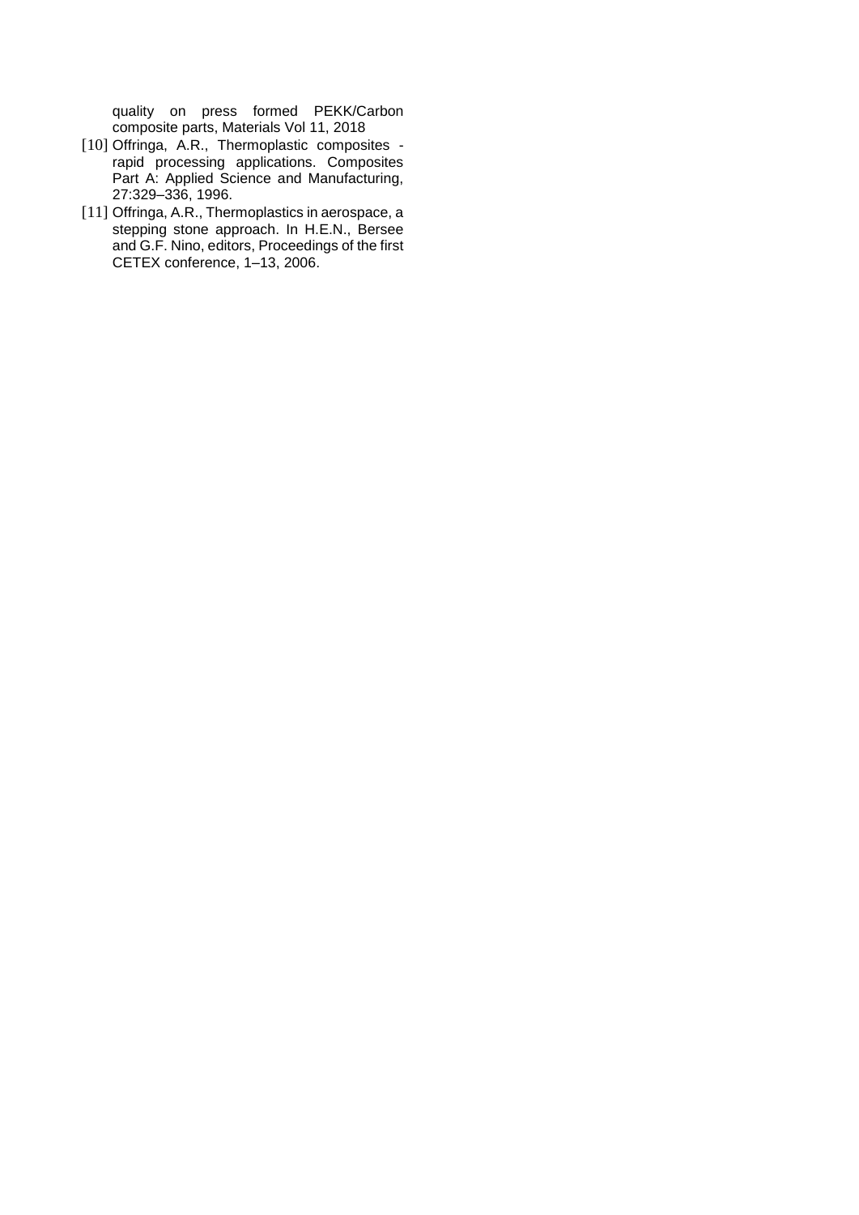quality on press formed PEKK/Carbon composite parts, Materials Vol 11, 2018

[10] Offringa, A.R., Thermoplastic composites - rapid processing applications. Composites Part A: Applied Science and Manufacturing, 27:329–336, 1996.

[11] Offringa, A.R., Thermoplastics in aerospace, a stepping stone approach. In H.E.N., Bersee and G.F. Nino, editors, Proceedings of the first CETEX conference, 1–13, 2006.